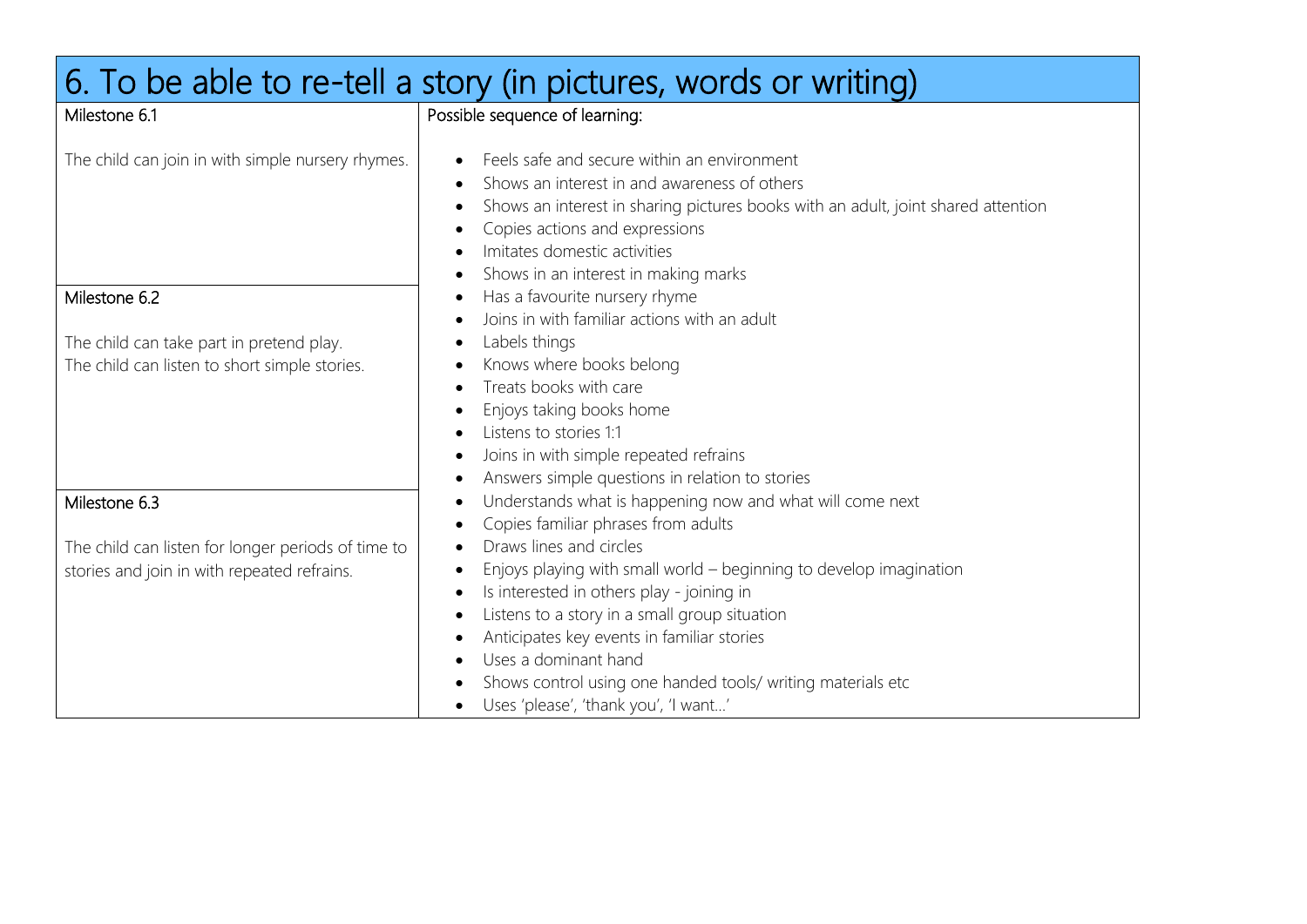# 6. To be able to re-tell a story (in pictures, words or writing)

| Milestone | Possible sequence of learning: |
| --- | --- |
| **Milestone 6.1**<br><br>The child can join in with simple nursery rhymes. | <ul><li>Feels safe and secure within an environment</li><li>Shows an interest in and awareness of others</li><li>Shows an interest in sharing pictures books with an adult, joint shared attention</li><li>Copies actions and expressions</li><li>Imitates domestic activities</li><li>Shows in an interest in making marks</li></ul> |
| **Milestone 6.2**<br><br>The child can take part in pretend play.<br>The child can listen to short simple stories. | <ul><li>Has a favourite nursery rhyme</li><li>Joins in with familiar actions with an adult</li><li>Labels things</li><li>Knows where books belong</li><li>Treats books with care</li><li>Enjoys taking books home</li><li>Listens to stories 1:1</li><li>Joins in with simple repeated refrains</li><li>Answers simple questions in relation to stories</li></ul> |
| **Milestone 6.3**<br><br>The child can listen for longer periods of time to stories and join in with repeated refrains. | <ul><li>Understands what is happening now and what will come next</li><li>Copies familiar phrases from adults</li><li>Draws lines and circles</li><li>Enjoys playing with small world – beginning to develop imagination</li><li>Is interested in others play - joining in</li><li>Listens to a story in a small group situation</li><li>Anticipates key events in familiar stories</li><li>Uses a dominant hand</li><li>Shows control using one handed tools/ writing materials etc</li><li>Uses 'please', 'thank you', 'I want…'</li></ul> |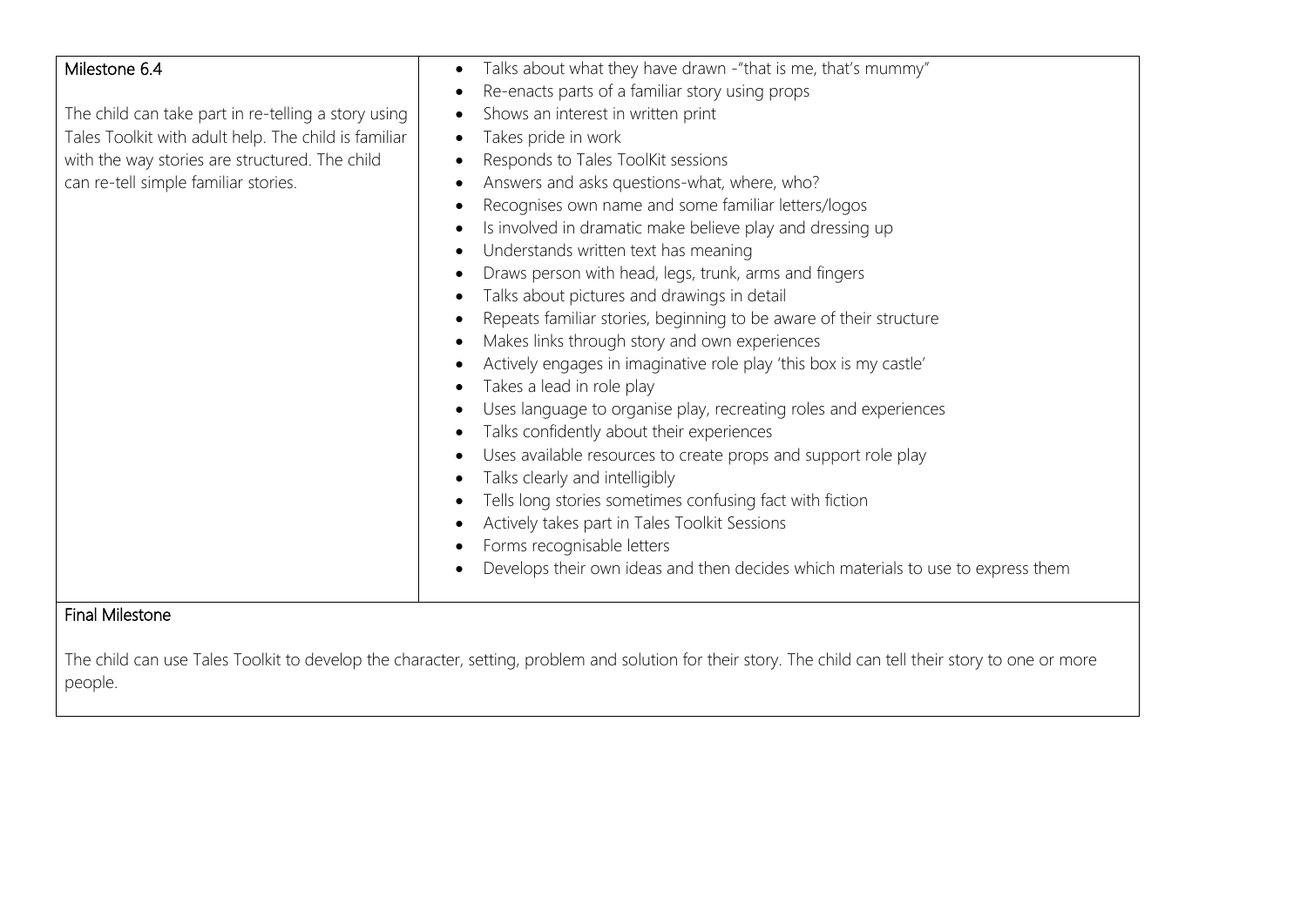| | |
|---|---|
| Milestone 6.4<br><br>The child can take part in re-telling a story using Tales Toolkit with adult help. The child is familiar with the way stories are structured. The child can re-tell simple familiar stories. | • Talks about what they have drawn -"that is me, that's mummy"<br>• Re-enacts parts of a familiar story using props<br>• Shows an interest in written print<br>• Takes pride in work<br>• Responds to Tales ToolKit sessions<br>• Answers and asks questions-what, where, who?<br>• Recognises own name and some familiar letters/logos<br>• Is involved in dramatic make believe play and dressing up<br>• Understands written text has meaning<br>• Draws person with head, legs, trunk, arms and fingers<br>• Talks about pictures and drawings in detail<br>• Repeats familiar stories, beginning to be aware of their structure<br>• Makes links through story and own experiences<br>• Actively engages in imaginative role play 'this box is my castle'<br>• Takes a lead in role play<br>• Uses language to organise play, recreating roles and experiences<br>• Talks confidently about their experiences<br>• Uses available resources to create props and support role play<br>• Talks clearly and intelligibly<br>• Tells long stories sometimes confusing fact with fiction<br>• Actively takes part in Tales Toolkit Sessions<br>• Forms recognisable letters<br>• Develops their own ideas and then decides which materials to use to express them |
| Final Milestone<br><br>The child can use Tales Toolkit to develop the character, setting, problem and solution for their story. The child can tell their story to one or more people. | |